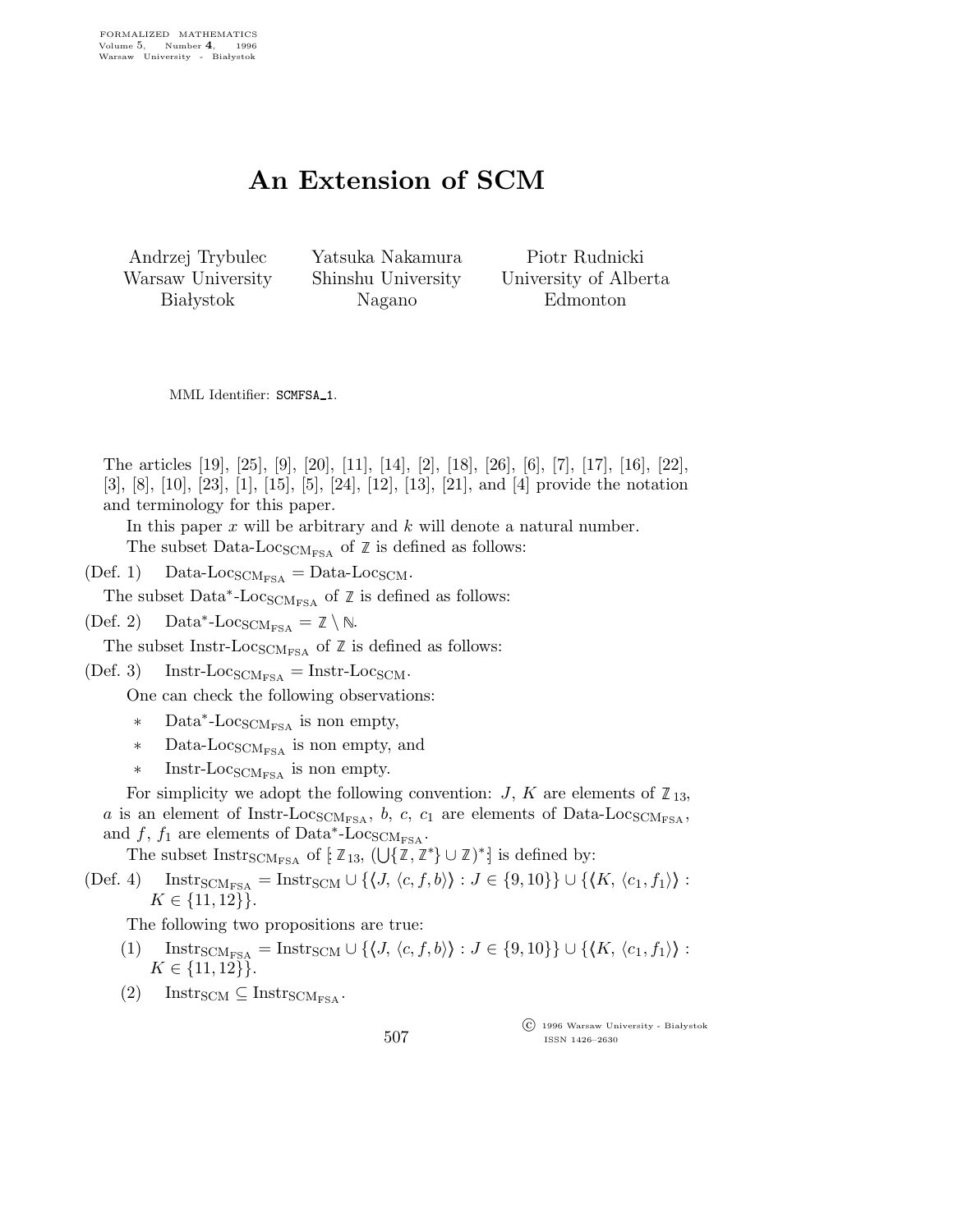# An Extension of SCM

Andrzej Trybulec
Warsaw University
Białystok

Yatsuka Nakamura
Shinshu University
Nagano

Piotr Rudnicki
University of Alberta
Edmonton

MML Identifier: SCMFSA_1.

The articles [19], [25], [9], [20], [11], [14], [2], [18], [26], [6], [7], [17], [16], [22], [3], [8], [10], [23], [1], [15], [5], [24], [12], [13], [21], and [4] provide the notation and terminology for this paper.

In this paper $x$ will be arbitrary and $k$ will denote a natural number.

The subset $\text{Data-Loc}_{\text{SCM}_{\text{FSA}}}$ of $\mathbb{Z}$ is defined as follows:

(Def. 1) $\text{Data-Loc}_{\text{SCM}_{\text{FSA}}} = \text{Data-Loc}_{\text{SCM}}$.

The subset $\text{Data}^*\text{-Loc}_{\text{SCM}_{\text{FSA}}}$ of $\mathbb{Z}$ is defined as follows:

(Def. 2) $\text{Data}^*\text{-Loc}_{\text{SCM}_{\text{FSA}}} = \mathbb{Z} \setminus \mathbb{N}$.

The subset $\text{Instr-Loc}_{\text{SCM}_{\text{FSA}}}$ of $\mathbb{Z}$ is defined as follows:

(Def. 3) $\text{Instr-Loc}_{\text{SCM}_{\text{FSA}}} = \text{Instr-Loc}_{\text{SCM}}$.

One can check the following observations:

* $\text{Data}^*\text{-Loc}_{\text{SCM}_{\text{FSA}}}$ is non empty,
* $\text{Data-Loc}_{\text{SCM}_{\text{FSA}}}$ is non empty, and
* $\text{Instr-Loc}_{\text{SCM}_{\text{FSA}}}$ is non empty.

For simplicity we adopt the following convention: $J$, $K$ are elements of $\mathbb{Z}_{13}$, $a$ is an element of $\text{Instr-Loc}_{\text{SCM}_{\text{FSA}}}$, $b$, $c$, $c_1$ are elements of $\text{Data-Loc}_{\text{SCM}_{\text{FSA}}}$, and $f$, $f_1$ are elements of $\text{Data}^*\text{-Loc}_{\text{SCM}_{\text{FSA}}}$.

The subset $\text{Instr}_{\text{SCM}_{\text{FSA}}}$ of $[\!: \mathbb{Z}_{13}, (\bigcup\{\mathbb{Z}, \mathbb{Z}^*\} \cup \mathbb{Z})^* :\!]$ is defined by:

(Def. 4) $\text{Instr}_{\text{SCM}_{\text{FSA}}} = \text{Instr}_{\text{SCM}} \cup \{\langle J, \langle c, f, b\rangle\rangle : J \in \{9, 10\}\} \cup \{\langle K, \langle c_1, f_1\rangle\rangle : K \in \{11, 12\}\}$.

The following two propositions are true:

(1) $\text{Instr}_{\text{SCM}_{\text{FSA}}} = \text{Instr}_{\text{SCM}} \cup \{\langle J, \langle c, f, b\rangle\rangle : J \in \{9, 10\}\} \cup \{\langle K, \langle c_1, f_1\rangle\rangle : K \in \{11, 12\}\}$.

(2) $\text{Instr}_{\text{SCM}} \subseteq \text{Instr}_{\text{SCM}_{\text{FSA}}}$.

© 1996 Warsaw University - Białystok
ISSN 1426–2630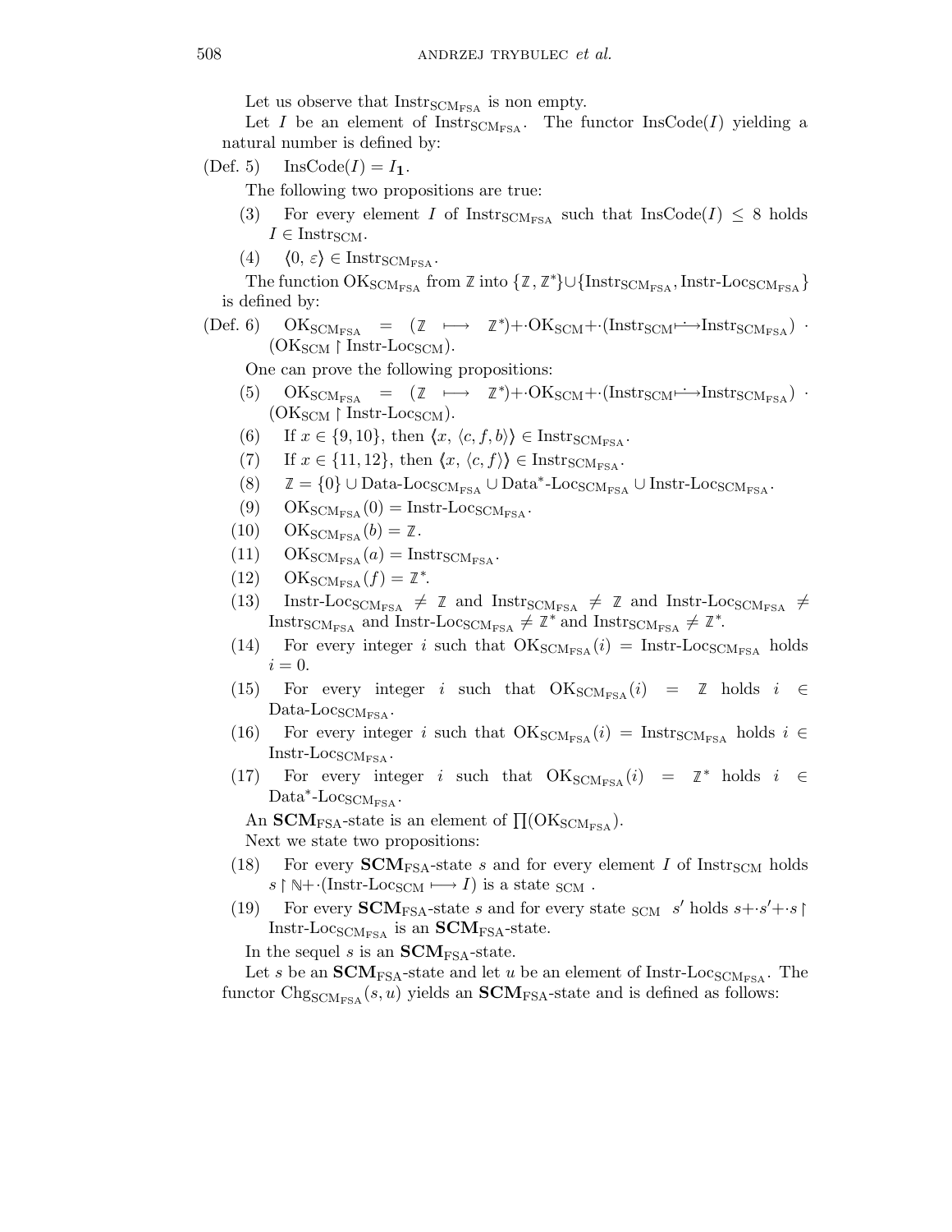Let us observe that $\mathrm{Instr}_{\mathrm{SCM}_{\mathrm{FSA}}}$ is non empty.

Let $I$ be an element of $\mathrm{Instr}_{\mathrm{SCM}_{\mathrm{FSA}}}$. The functor $\mathrm{InsCode}(I)$ yielding a natural number is defined by:

(Def. 5) $\mathrm{InsCode}(I) = I_{\mathbf{1}}$.

The following two propositions are true:

(3) For every element $I$ of $\mathrm{Instr}_{\mathrm{SCM}_{\mathrm{FSA}}}$ such that $\mathrm{InsCode}(I) \leq 8$ holds $I \in \mathrm{Instr}_{\mathrm{SCM}}$.

(4) $\langle 0, \varepsilon \rangle \in \mathrm{Instr}_{\mathrm{SCM}_{\mathrm{FSA}}}$.

The function $\mathrm{OK}_{\mathrm{SCM}_{\mathrm{FSA}}}$ from $\mathbb{Z}$ into $\{\mathbb{Z}, \mathbb{Z}^*\} \cup \{\mathrm{Instr}_{\mathrm{SCM}_{\mathrm{FSA}}}, \text{Instr-Loc}_{\mathrm{SCM}_{\mathrm{FSA}}}\}$ is defined by:

(Def. 6) $\mathrm{OK}_{\mathrm{SCM}_{\mathrm{FSA}}} = (\mathbb{Z} \longmapsto \mathbb{Z}^*) + \cdot \mathrm{OK}_{\mathrm{SCM}} + \cdot (\mathrm{Instr}_{\mathrm{SCM}} \dot{\longmapsto} \mathrm{Instr}_{\mathrm{SCM}_{\mathrm{FSA}}}) \cdot (\mathrm{OK}_{\mathrm{SCM}} \restriction \text{Instr-Loc}_{\mathrm{SCM}})$.

One can prove the following propositions:

(5) $\mathrm{OK}_{\mathrm{SCM}_{\mathrm{FSA}}} = (\mathbb{Z} \longmapsto \mathbb{Z}^*) + \cdot \mathrm{OK}_{\mathrm{SCM}} + \cdot (\mathrm{Instr}_{\mathrm{SCM}} \dot{\longmapsto} \mathrm{Instr}_{\mathrm{SCM}_{\mathrm{FSA}}}) \cdot (\mathrm{OK}_{\mathrm{SCM}} \restriction \text{Instr-Loc}_{\mathrm{SCM}})$.

(6) If $x \in \{9, 10\}$, then $\langle x, \langle c, f, b \rangle \rangle \in \mathrm{Instr}_{\mathrm{SCM}_{\mathrm{FSA}}}$.

(7) If $x \in \{11, 12\}$, then $\langle x, \langle c, f \rangle \rangle \in \mathrm{Instr}_{\mathrm{SCM}_{\mathrm{FSA}}}$.

(8) $\mathbb{Z} = \{0\} \cup \text{Data-Loc}_{\mathrm{SCM}_{\mathrm{FSA}}} \cup \text{Data}^*\text{-Loc}_{\mathrm{SCM}_{\mathrm{FSA}}} \cup \text{Instr-Loc}_{\mathrm{SCM}_{\mathrm{FSA}}}$.

(9) $\mathrm{OK}_{\mathrm{SCM}_{\mathrm{FSA}}}(0) = \text{Instr-Loc}_{\mathrm{SCM}_{\mathrm{FSA}}}$.

(10) $\mathrm{OK}_{\mathrm{SCM}_{\mathrm{FSA}}}(b) = \mathbb{Z}$.

(11) $\mathrm{OK}_{\mathrm{SCM}_{\mathrm{FSA}}}(a) = \mathrm{Instr}_{\mathrm{SCM}_{\mathrm{FSA}}}$.

(12) $\mathrm{OK}_{\mathrm{SCM}_{\mathrm{FSA}}}(f) = \mathbb{Z}^*$.

(13) $\text{Instr-Loc}_{\mathrm{SCM}_{\mathrm{FSA}}} \neq \mathbb{Z}$ and $\mathrm{Instr}_{\mathrm{SCM}_{\mathrm{FSA}}} \neq \mathbb{Z}$ and $\text{Instr-Loc}_{\mathrm{SCM}_{\mathrm{FSA}}} \neq \mathrm{Instr}_{\mathrm{SCM}_{\mathrm{FSA}}}$ and $\text{Instr-Loc}_{\mathrm{SCM}_{\mathrm{FSA}}} \neq \mathbb{Z}^*$ and $\mathrm{Instr}_{\mathrm{SCM}_{\mathrm{FSA}}} \neq \mathbb{Z}^*$.

(14) For every integer $i$ such that $\mathrm{OK}_{\mathrm{SCM}_{\mathrm{FSA}}}(i) = \text{Instr-Loc}_{\mathrm{SCM}_{\mathrm{FSA}}}$ holds $i = 0$.

(15) For every integer $i$ such that $\mathrm{OK}_{\mathrm{SCM}_{\mathrm{FSA}}}(i) = \mathbb{Z}$ holds $i \in \text{Data-Loc}_{\mathrm{SCM}_{\mathrm{FSA}}}$.

(16) For every integer $i$ such that $\mathrm{OK}_{\mathrm{SCM}_{\mathrm{FSA}}}(i) = \mathrm{Instr}_{\mathrm{SCM}_{\mathrm{FSA}}}$ holds $i \in \text{Instr-Loc}_{\mathrm{SCM}_{\mathrm{FSA}}}$.

(17) For every integer $i$ such that $\mathrm{OK}_{\mathrm{SCM}_{\mathrm{FSA}}}(i) = \mathbb{Z}^*$ holds $i \in \text{Data}^*\text{-Loc}_{\mathrm{SCM}_{\mathrm{FSA}}}$.

An $\mathbf{SCM}_{\mathrm{FSA}}$-state is an element of $\prod(\mathrm{OK}_{\mathrm{SCM}_{\mathrm{FSA}}})$.

Next we state two propositions:

(18) For every $\mathbf{SCM}_{\mathrm{FSA}}$-state $s$ and for every element $I$ of $\mathrm{Instr}_{\mathrm{SCM}}$ holds $s \restriction \mathbb{N} + \cdot (\text{Instr-Loc}_{\mathrm{SCM}} \longmapsto I)$ is a state $_{\mathrm{SCM}}$ .

(19) For every $\mathbf{SCM}_{\mathrm{FSA}}$-state $s$ and for every state $_{\mathrm{SCM}}$ $s'$ holds $s + \cdot s' + \cdot s \restriction \text{Instr-Loc}_{\mathrm{SCM}_{\mathrm{FSA}}}$ is an $\mathbf{SCM}_{\mathrm{FSA}}$-state.

In the sequel $s$ is an $\mathbf{SCM}_{\mathrm{FSA}}$-state.

Let $s$ be an $\mathbf{SCM}_{\mathrm{FSA}}$-state and let $u$ be an element of $\text{Instr-Loc}_{\mathrm{SCM}_{\mathrm{FSA}}}$. The functor $\mathrm{Chg}_{\mathrm{SCM}_{\mathrm{FSA}}}(s, u)$ yields an $\mathbf{SCM}_{\mathrm{FSA}}$-state and is defined as follows: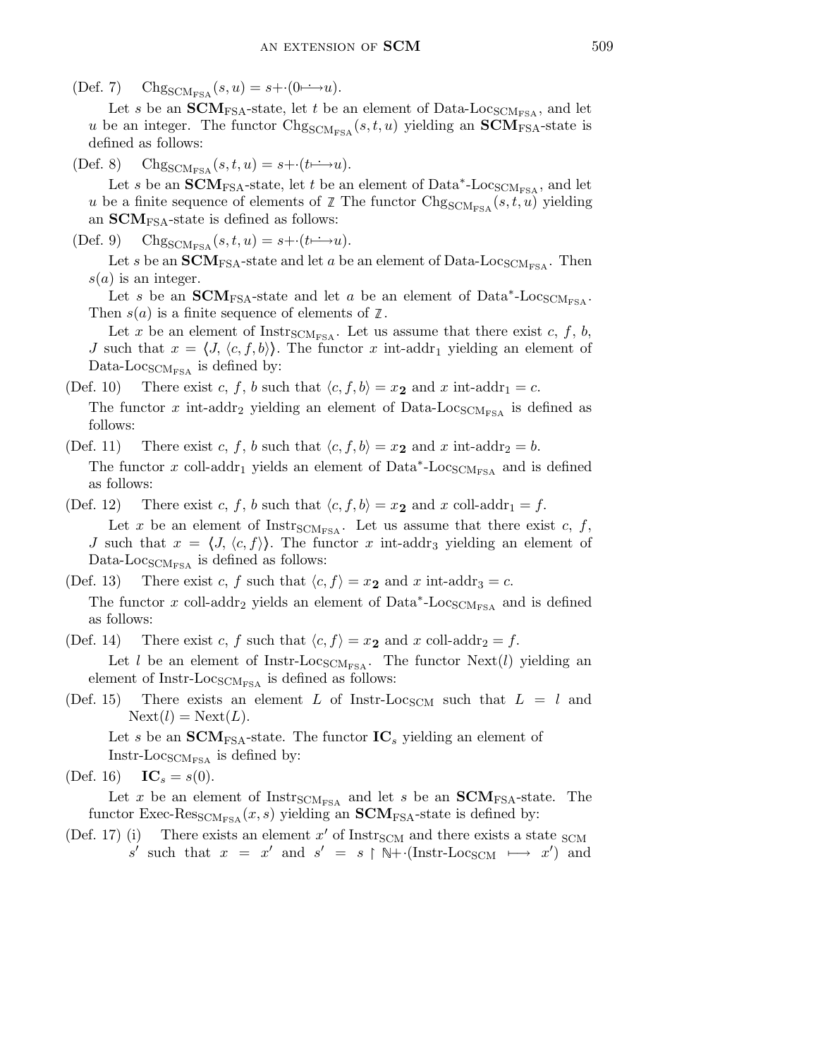(Def. 7) $\mathrm{Chg}_{\mathbf{SCM}_{\mathrm{FSA}}}(s, u) = s{+}\!\cdot(0 \longmapsto u)$.

Let $s$ be an $\mathbf{SCM}_{\mathrm{FSA}}$-state, let $t$ be an element of $\text{Data-Loc}_{\mathbf{SCM}_{\mathrm{FSA}}}$, and let $u$ be an integer. The functor $\mathrm{Chg}_{\mathbf{SCM}_{\mathrm{FSA}}}(s, t, u)$ yielding an $\mathbf{SCM}_{\mathrm{FSA}}$-state is defined as follows:

(Def. 8) $\mathrm{Chg}_{\mathbf{SCM}_{\mathrm{FSA}}}(s, t, u) = s{+}\!\cdot(t \longmapsto u)$.

Let $s$ be an $\mathbf{SCM}_{\mathrm{FSA}}$-state, let $t$ be an element of $\text{Data}^*\text{-Loc}_{\mathbf{SCM}_{\mathrm{FSA}}}$, and let $u$ be a finite sequence of elements of $\mathbb{Z}$ The functor $\mathrm{Chg}_{\mathbf{SCM}_{\mathrm{FSA}}}(s, t, u)$ yielding an $\mathbf{SCM}_{\mathrm{FSA}}$-state is defined as follows:

(Def. 9) $\mathrm{Chg}_{\mathbf{SCM}_{\mathrm{FSA}}}(s, t, u) = s{+}\!\cdot(t \longmapsto u)$.

Let $s$ be an $\mathbf{SCM}_{\mathrm{FSA}}$-state and let $a$ be an element of $\text{Data-Loc}_{\mathbf{SCM}_{\mathrm{FSA}}}$. Then $s(a)$ is an integer.

Let $s$ be an $\mathbf{SCM}_{\mathrm{FSA}}$-state and let $a$ be an element of $\text{Data}^*\text{-Loc}_{\mathbf{SCM}_{\mathrm{FSA}}}$. Then $s(a)$ is a finite sequence of elements of $\mathbb{Z}$.

Let $x$ be an element of $\text{Instr}_{\mathbf{SCM}_{\mathrm{FSA}}}$. Let us assume that there exist $c$, $f$, $b$, $J$ such that $x = \langle J, \langle c, f, b\rangle\rangle$. The functor $x$ int-addr$_1$ yielding an element of $\text{Data-Loc}_{\mathbf{SCM}_{\mathrm{FSA}}}$ is defined by:

(Def. 10) There exist $c$, $f$, $b$ such that $\langle c, f, b\rangle = x_{\mathbf{2}}$ and $x$ int-addr$_1 = c$.

The functor $x$ int-addr$_2$ yielding an element of $\text{Data-Loc}_{\mathbf{SCM}_{\mathrm{FSA}}}$ is defined as follows:

(Def. 11) There exist $c$, $f$, $b$ such that $\langle c, f, b\rangle = x_{\mathbf{2}}$ and $x$ int-addr$_2 = b$.

The functor $x$ coll-addr$_1$ yields an element of $\text{Data}^*\text{-Loc}_{\mathbf{SCM}_{\mathrm{FSA}}}$ and is defined as follows:

(Def. 12) There exist $c$, $f$, $b$ such that $\langle c, f, b\rangle = x_{\mathbf{2}}$ and $x$ coll-addr$_1 = f$.

Let $x$ be an element of $\text{Instr}_{\mathbf{SCM}_{\mathrm{FSA}}}$. Let us assume that there exist $c$, $f$, $J$ such that $x = \langle J, \langle c, f\rangle\rangle$. The functor $x$ int-addr$_3$ yielding an element of $\text{Data-Loc}_{\mathbf{SCM}_{\mathrm{FSA}}}$ is defined as follows:

(Def. 13) There exist $c$, $f$ such that $\langle c, f\rangle = x_{\mathbf{2}}$ and $x$ int-addr$_3 = c$.

The functor $x$ coll-addr$_2$ yields an element of $\text{Data}^*\text{-Loc}_{\mathbf{SCM}_{\mathrm{FSA}}}$ and is defined as follows:

(Def. 14) There exist $c$, $f$ such that $\langle c, f\rangle = x_{\mathbf{2}}$ and $x$ coll-addr$_2 = f$.

Let $l$ be an element of $\text{Instr-Loc}_{\mathbf{SCM}_{\mathrm{FSA}}}$. The functor $\mathrm{Next}(l)$ yielding an element of $\text{Instr-Loc}_{\mathbf{SCM}_{\mathrm{FSA}}}$ is defined as follows:

(Def. 15) There exists an element $L$ of $\text{Instr-Loc}_{\mathrm{SCM}}$ such that $L = l$ and $\mathrm{Next}(l) = \mathrm{Next}(L)$.

Let $s$ be an $\mathbf{SCM}_{\mathrm{FSA}}$-state. The functor $\mathbf{IC}_s$ yielding an element of $\text{Instr-Loc}_{\mathbf{SCM}_{\mathrm{FSA}}}$ is defined by:

(Def. 16) $\mathbf{IC}_s = s(0)$.

Let $x$ be an element of $\text{Instr}_{\mathbf{SCM}_{\mathrm{FSA}}}$ and let $s$ be an $\mathbf{SCM}_{\mathrm{FSA}}$-state. The functor $\text{Exec-Res}_{\mathbf{SCM}_{\mathrm{FSA}}}(x, s)$ yielding an $\mathbf{SCM}_{\mathrm{FSA}}$-state is defined by:

(Def. 17) (i) There exists an element $x'$ of $\text{Instr}_{\mathrm{SCM}}$ and there exists a state $_{\mathrm{SCM}}$ $s'$ such that $x = x'$ and $s' = s \restriction \mathbb{N}{+}\!\cdot(\text{Instr-Loc}_{\mathrm{SCM}} \longmapsto x')$ and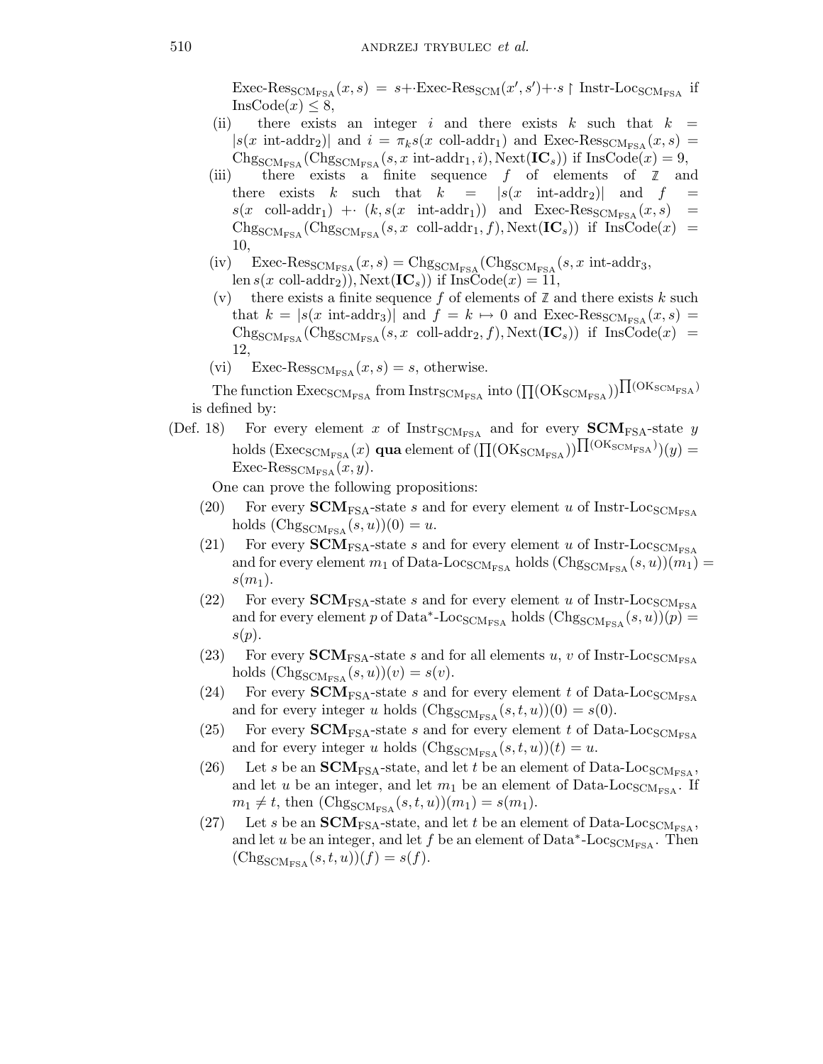$\text{Exec-Res}_{\text{SCM}_{\text{FSA}}}(x, s) = s + \cdot \text{Exec-Res}_{\text{SCM}}(x', s') + \cdot s \restriction \text{Instr-Loc}_{\text{SCM}_{\text{FSA}}}$ if $\text{InsCode}(x) \leq 8$,

(ii) there exists an integer $i$ and there exists $k$ such that $k = |s(x \text{ int-addr}_2)|$ and $i = \pi_k s(x \text{ coll-addr}_1)$ and $\text{Exec-Res}_{\text{SCM}_{\text{FSA}}}(x, s) = \text{Chg}_{\text{SCM}_{\text{FSA}}}(\text{Chg}_{\text{SCM}_{\text{FSA}}}(s, x \text{ int-addr}_1, i), \text{Next}(\mathbf{IC}_s))$ if $\text{InsCode}(x) = 9$,

(iii) there exists a finite sequence $f$ of elements of $\mathbb{Z}$ and there exists $k$ such that $k = |s(x \text{ int-addr}_2)|$ and $f = s(x \text{ coll-addr}_1) + \cdot (k, s(x \text{ int-addr}_1))$ and $\text{Exec-Res}_{\text{SCM}_{\text{FSA}}}(x, s) = \text{Chg}_{\text{SCM}_{\text{FSA}}}(\text{Chg}_{\text{SCM}_{\text{FSA}}}(s, x \text{ coll-addr}_1, f), \text{Next}(\mathbf{IC}_s))$ if $\text{InsCode}(x) = 10$,

(iv) $\text{Exec-Res}_{\text{SCM}_{\text{FSA}}}(x, s) = \text{Chg}_{\text{SCM}_{\text{FSA}}}(\text{Chg}_{\text{SCM}_{\text{FSA}}}(s, x \text{ int-addr}_3, \text{len}\, s(x \text{ coll-addr}_2)), \text{Next}(\mathbf{IC}_s))$ if $\text{InsCode}(x) = 11$,

(v) there exists a finite sequence $f$ of elements of $\mathbb{Z}$ and there exists $k$ such that $k = |s(x \text{ int-addr}_3)|$ and $f = k \mapsto 0$ and $\text{Exec-Res}_{\text{SCM}_{\text{FSA}}}(x, s) = \text{Chg}_{\text{SCM}_{\text{FSA}}}(\text{Chg}_{\text{SCM}_{\text{FSA}}}(s, x \text{ coll-addr}_2, f), \text{Next}(\mathbf{IC}_s))$ if $\text{InsCode}(x) = 12$,

(vi) $\text{Exec-Res}_{\text{SCM}_{\text{FSA}}}(x, s) = s$, otherwise.

The function $\text{Exec}_{\text{SCM}_{\text{FSA}}}$ from $\text{Instr}_{\text{SCM}_{\text{FSA}}}$ into $(\prod(\text{OK}_{\text{SCM}_{\text{FSA}}}))^{\prod(\text{OK}_{\text{SCM}_{\text{FSA}}})}$ is defined by:

(Def. 18) For every element $x$ of $\text{Instr}_{\text{SCM}_{\text{FSA}}}$ and for every $\mathbf{SCM}_{\text{FSA}}$-state $y$ holds $(\text{Exec}_{\text{SCM}_{\text{FSA}}}(x)$ **qua** element of $(\prod(\text{OK}_{\text{SCM}_{\text{FSA}}}))^{\prod(\text{OK}_{\text{SCM}_{\text{FSA}}})})(y) = \text{Exec-Res}_{\text{SCM}_{\text{FSA}}}(x, y)$.

One can prove the following propositions:

(20) For every $\mathbf{SCM}_{\text{FSA}}$-state $s$ and for every element $u$ of $\text{Instr-Loc}_{\text{SCM}_{\text{FSA}}}$ holds $(\text{Chg}_{\text{SCM}_{\text{FSA}}}(s, u))(0) = u$.

(21) For every $\mathbf{SCM}_{\text{FSA}}$-state $s$ and for every element $u$ of $\text{Instr-Loc}_{\text{SCM}_{\text{FSA}}}$ and for every element $m_1$ of $\text{Data-Loc}_{\text{SCM}_{\text{FSA}}}$ holds $(\text{Chg}_{\text{SCM}_{\text{FSA}}}(s, u))(m_1) = s(m_1)$.

(22) For every $\mathbf{SCM}_{\text{FSA}}$-state $s$ and for every element $u$ of $\text{Instr-Loc}_{\text{SCM}_{\text{FSA}}}$ and for every element $p$ of $\text{Data}^*\text{-Loc}_{\text{SCM}_{\text{FSA}}}$ holds $(\text{Chg}_{\text{SCM}_{\text{FSA}}}(s, u))(p) = s(p)$.

(23) For every $\mathbf{SCM}_{\text{FSA}}$-state $s$ and for all elements $u$, $v$ of $\text{Instr-Loc}_{\text{SCM}_{\text{FSA}}}$ holds $(\text{Chg}_{\text{SCM}_{\text{FSA}}}(s, u))(v) = s(v)$.

(24) For every $\mathbf{SCM}_{\text{FSA}}$-state $s$ and for every element $t$ of $\text{Data-Loc}_{\text{SCM}_{\text{FSA}}}$ and for every integer $u$ holds $(\text{Chg}_{\text{SCM}_{\text{FSA}}}(s, t, u))(0) = s(0)$.

(25) For every $\mathbf{SCM}_{\text{FSA}}$-state $s$ and for every element $t$ of $\text{Data-Loc}_{\text{SCM}_{\text{FSA}}}$ and for every integer $u$ holds $(\text{Chg}_{\text{SCM}_{\text{FSA}}}(s, t, u))(t) = u$.

(26) Let $s$ be an $\mathbf{SCM}_{\text{FSA}}$-state, and let $t$ be an element of $\text{Data-Loc}_{\text{SCM}_{\text{FSA}}}$, and let $u$ be an integer, and let $m_1$ be an element of $\text{Data-Loc}_{\text{SCM}_{\text{FSA}}}$. If $m_1 \neq t$, then $(\text{Chg}_{\text{SCM}_{\text{FSA}}}(s, t, u))(m_1) = s(m_1)$.

(27) Let $s$ be an $\mathbf{SCM}_{\text{FSA}}$-state, and let $t$ be an element of $\text{Data-Loc}_{\text{SCM}_{\text{FSA}}}$, and let $u$ be an integer, and let $f$ be an element of $\text{Data}^*\text{-Loc}_{\text{SCM}_{\text{FSA}}}$. Then $(\text{Chg}_{\text{SCM}_{\text{FSA}}}(s, t, u))(f) = s(f)$.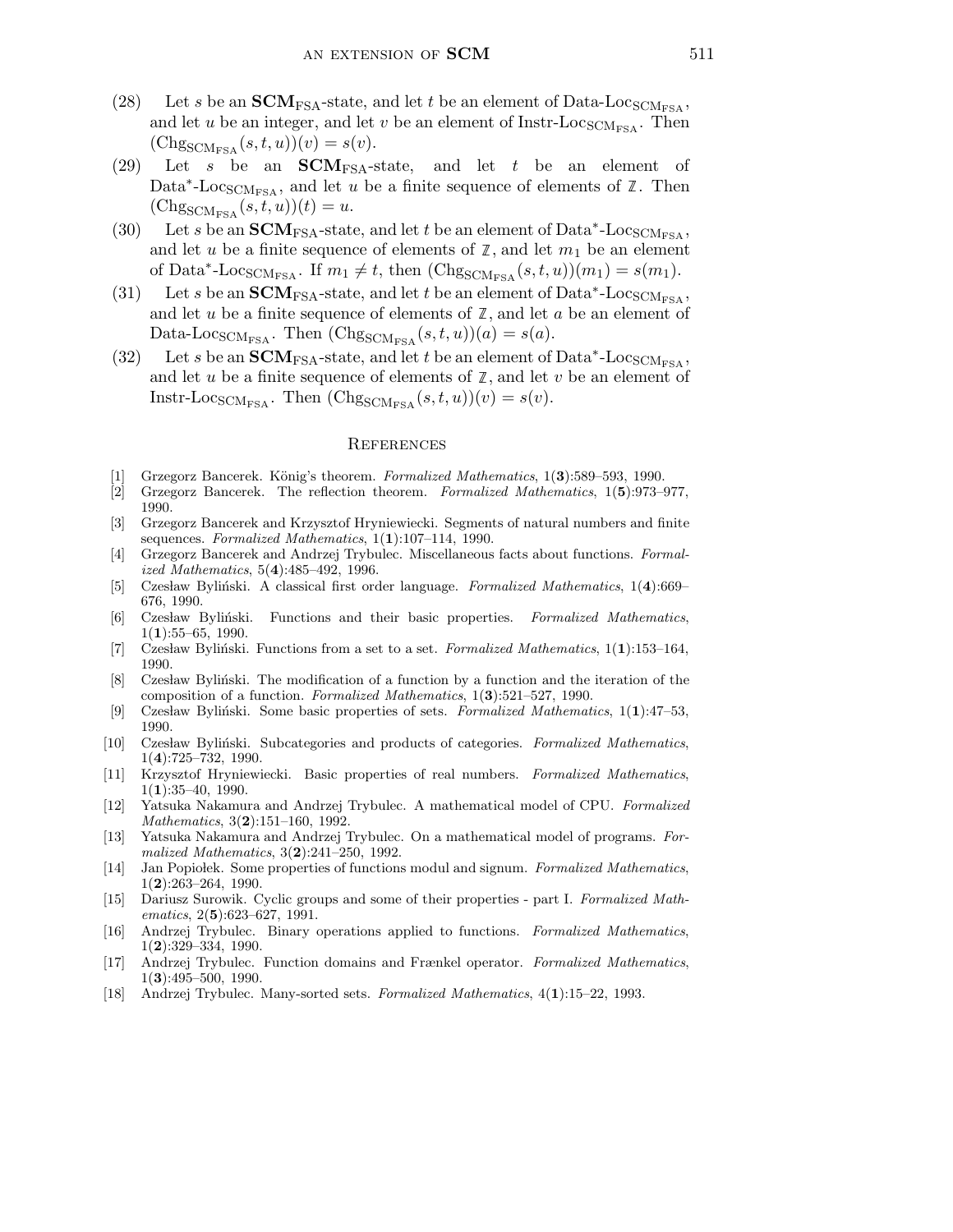(28) Let $s$ be an $\mathbf{SCM}_{\rm FSA}$-state, and let $t$ be an element of Data-Loc$_{\rm SCM_{FSA}}$, and let $u$ be an integer, and let $v$ be an element of Instr-Loc$_{\rm SCM_{FSA}}$. Then $({\rm Chg}_{\rm SCM_{FSA}}(s, t, u))(v) = s(v)$.

(29) Let $s$ be an $\mathbf{SCM}_{\rm FSA}$-state, and let $t$ be an element of Data$^*$-Loc$_{\rm SCM_{FSA}}$, and let $u$ be a finite sequence of elements of $\mathbb{Z}$. Then $({\rm Chg}_{\rm SCM_{FSA}}(s, t, u))(t) = u$.

(30) Let $s$ be an $\mathbf{SCM}_{\rm FSA}$-state, and let $t$ be an element of Data$^*$-Loc$_{\rm SCM_{FSA}}$, and let $u$ be a finite sequence of elements of $\mathbb{Z}$, and let $m_1$ be an element of Data$^*$-Loc$_{\rm SCM_{FSA}}$. If $m_1 \neq t$, then $({\rm Chg}_{\rm SCM_{FSA}}(s, t, u))(m_1) = s(m_1)$.

(31) Let $s$ be an $\mathbf{SCM}_{\rm FSA}$-state, and let $t$ be an element of Data$^*$-Loc$_{\rm SCM_{FSA}}$, and let $u$ be a finite sequence of elements of $\mathbb{Z}$, and let $a$ be an element of Data-Loc$_{\rm SCM_{FSA}}$. Then $({\rm Chg}_{\rm SCM_{FSA}}(s, t, u))(a) = s(a)$.

(32) Let $s$ be an $\mathbf{SCM}_{\rm FSA}$-state, and let $t$ be an element of Data$^*$-Loc$_{\rm SCM_{FSA}}$, and let $u$ be a finite sequence of elements of $\mathbb{Z}$, and let $v$ be an element of Instr-Loc$_{\rm SCM_{FSA}}$. Then $({\rm Chg}_{\rm SCM_{FSA}}(s, t, u))(v) = s(v)$.

## References

[1] Grzegorz Bancerek. König's theorem. *Formalized Mathematics*, 1(**3**):589–593, 1990.

[2] Grzegorz Bancerek. The reflection theorem. *Formalized Mathematics*, 1(**5**):973–977, 1990.

[3] Grzegorz Bancerek and Krzysztof Hryniewiecki. Segments of natural numbers and finite sequences. *Formalized Mathematics*, 1(**1**):107–114, 1990.

[4] Grzegorz Bancerek and Andrzej Trybulec. Miscellaneous facts about functions. *Formalized Mathematics*, 5(**4**):485–492, 1996.

[5] Czesław Byliński. A classical first order language. *Formalized Mathematics*, 1(**4**):669–676, 1990.

[6] Czesław Byliński. Functions and their basic properties. *Formalized Mathematics*, 1(**1**):55–65, 1990.

[7] Czesław Byliński. Functions from a set to a set. *Formalized Mathematics*, 1(**1**):153–164, 1990.

[8] Czesław Byliński. The modification of a function by a function and the iteration of the composition of a function. *Formalized Mathematics*, 1(**3**):521–527, 1990.

[9] Czesław Byliński. Some basic properties of sets. *Formalized Mathematics*, 1(**1**):47–53, 1990.

[10] Czesław Byliński. Subcategories and products of categories. *Formalized Mathematics*, 1(**4**):725–732, 1990.

[11] Krzysztof Hryniewiecki. Basic properties of real numbers. *Formalized Mathematics*, 1(**1**):35–40, 1990.

[12] Yatsuka Nakamura and Andrzej Trybulec. A mathematical model of CPU. *Formalized Mathematics*, 3(**2**):151–160, 1992.

[13] Yatsuka Nakamura and Andrzej Trybulec. On a mathematical model of programs. *Formalized Mathematics*, 3(**2**):241–250, 1992.

[14] Jan Popiołek. Some properties of functions modul and signum. *Formalized Mathematics*, 1(**2**):263–264, 1990.

[15] Dariusz Surowik. Cyclic groups and some of their properties - part I. *Formalized Mathematics*, 2(**5**):623–627, 1991.

[16] Andrzej Trybulec. Binary operations applied to functions. *Formalized Mathematics*, 1(**2**):329–334, 1990.

[17] Andrzej Trybulec. Function domains and Frænkel operator. *Formalized Mathematics*, 1(**3**):495–500, 1990.

[18] Andrzej Trybulec. Many-sorted sets. *Formalized Mathematics*, 4(**1**):15–22, 1993.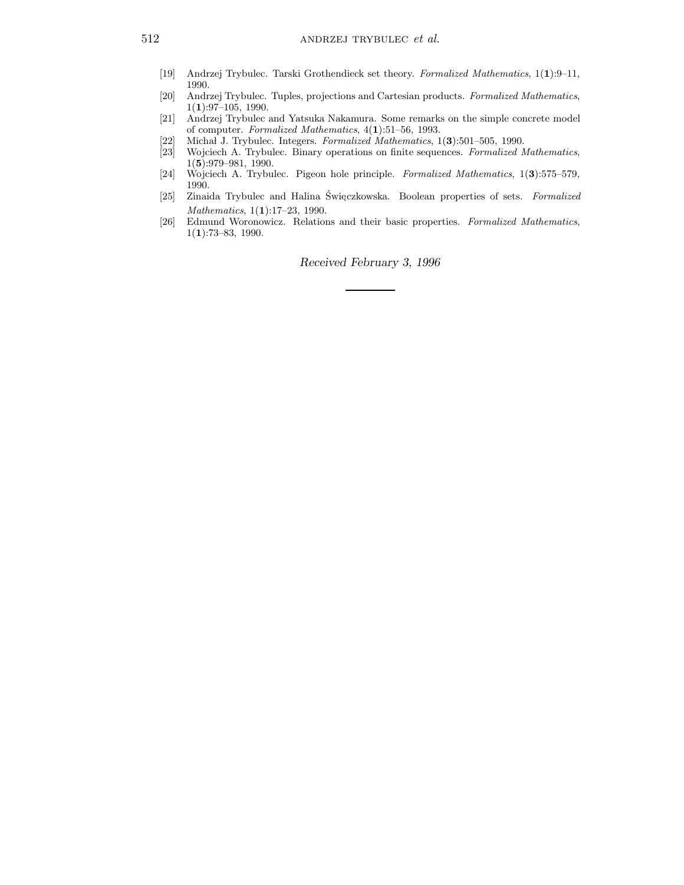[19] Andrzej Trybulec. Tarski Grothendieck set theory. *Formalized Mathematics*, 1(**1**):9–11, 1990.

[20] Andrzej Trybulec. Tuples, projections and Cartesian products. *Formalized Mathematics*, 1(**1**):97–105, 1990.

[21] Andrzej Trybulec and Yatsuka Nakamura. Some remarks on the simple concrete model of computer. *Formalized Mathematics*, 4(**1**):51–56, 1993.

[22] Michał J. Trybulec. Integers. *Formalized Mathematics*, 1(**3**):501–505, 1990.

[23] Wojciech A. Trybulec. Binary operations on finite sequences. *Formalized Mathematics*, 1(**5**):979–981, 1990.

[24] Wojciech A. Trybulec. Pigeon hole principle. *Formalized Mathematics*, 1(**3**):575–579, 1990.

[25] Zinaida Trybulec and Halina Święczkowska. Boolean properties of sets. *Formalized Mathematics*, 1(**1**):17–23, 1990.

[26] Edmund Woronowicz. Relations and their basic properties. *Formalized Mathematics*, 1(**1**):73–83, 1990.

*Received February 3, 1996*